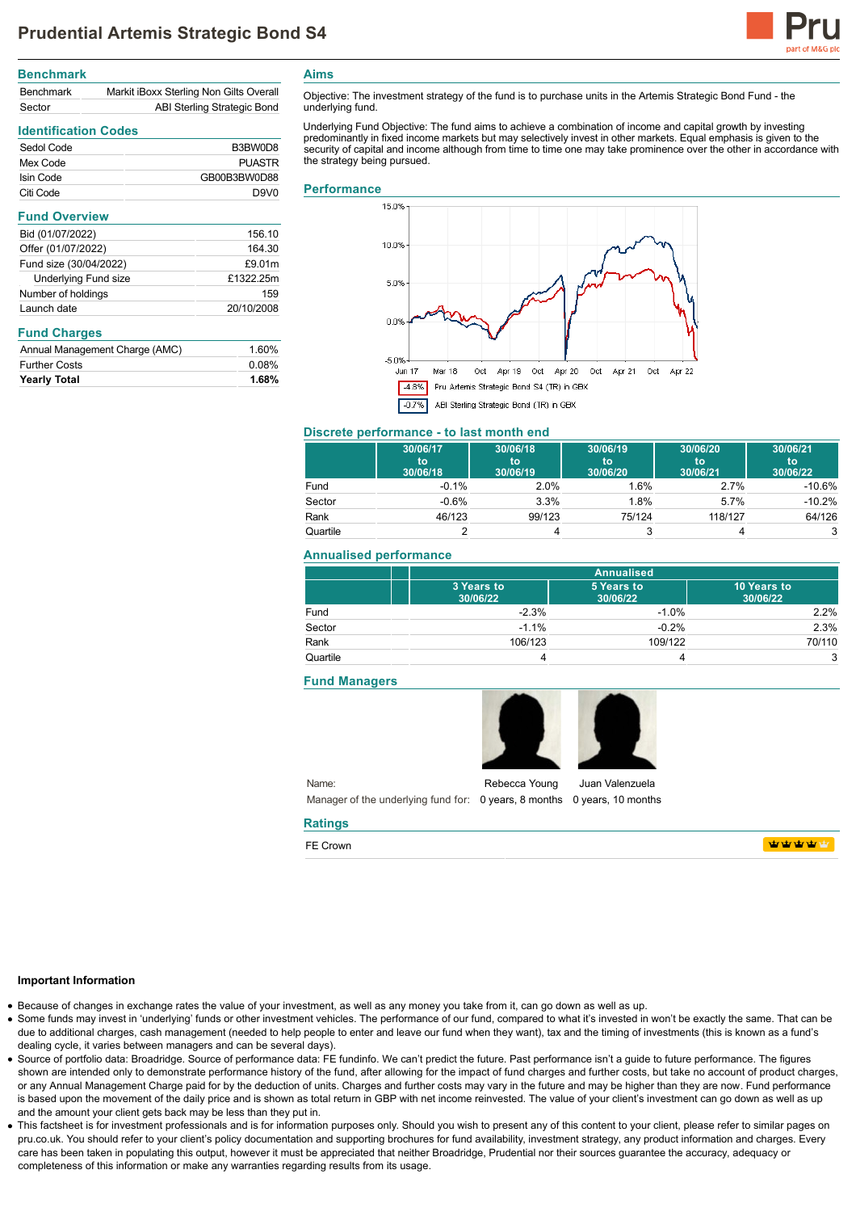# Prudential Artemis Strategic Bond S4

## Benchmark

| | |
|---|---|
| Benchmark | Markit iBoxx Sterling Non Gilts Overall |
| Sector | ABI Sterling Strategic Bond |

## Identification Codes

| | |
|---|---|
| Sedol Code | B3BW0D8 |
| Mex Code | PUASTR |
| Isin Code | GB00B3BW0D88 |
| Citi Code | D9V0 |

## Fund Overview

| | |
|---|---|
| Bid (01/07/2022) | 156.10 |
| Offer (01/07/2022) | 164.30 |
| Fund size (30/04/2022) | £9.01m |
| Underlying Fund size | £1322.25m |
| Number of holdings | 159 |
| Launch date | 20/10/2008 |

## Fund Charges

| | |
|---|---|
| Annual Management Charge (AMC) | 1.60% |
| Further Costs | 0.08% |
| **Yearly Total** | **1.68%** |

## Aims

Objective: The investment strategy of the fund is to purchase units in the Artemis Strategic Bond Fund - the underlying fund.

Underlying Fund Objective: The fund aims to achieve a combination of income and capital growth by investing predominantly in fixed income markets but may selectively invest in other markets. Equal emphasis is given to the security of capital and income although from time to time one may take prominence over the other in accordance with the strategy being pursued.

## Performance

-4.8% Pru Artemis Strategic Bond S4 (TR) in GBX

-0.7% ABI Sterling Strategic Bond (TR) in GBX

## Discrete performance - to last month end

| | 30/06/17 to 30/06/18 | 30/06/18 to 30/06/19 | 30/06/19 to 30/06/20 | 30/06/20 to 30/06/21 | 30/06/21 to 30/06/22 |
|---|---|---|---|---|---|
| Fund | -0.1% | 2.0% | 1.6% | 2.7% | -10.6% |
| Sector | -0.6% | 3.3% | 1.8% | 5.7% | -10.2% |
| Rank | 46/123 | 99/123 | 75/124 | 118/127 | 64/126 |
| Quartile | 2 | 4 | 3 | 4 | 3 |

## Annualised performance

| | Annualised | | |
|---|---|---|---|
| | 3 Years to 30/06/22 | 5 Years to 30/06/22 | 10 Years to 30/06/22 |
| Fund | -2.3% | -1.0% | 2.2% |
| Sector | -1.1% | -0.2% | 2.3% |
| Rank | 106/123 | 109/122 | 70/110 |
| Quartile | 4 | 4 | 3 |

## Fund Managers

| | | |
|---|---|---|
| Name: | Rebecca Young | Juan Valenzuela |
| Manager of the underlying fund for: | 0 years, 8 months | 0 years, 10 months |

## Ratings

FE Crown

### Important Information

- Because of changes in exchange rates the value of your investment, as well as any money you take from it, can go down as well as up.
- Some funds may invest in 'underlying' funds or other investment vehicles. The performance of our fund, compared to what it's invested in won't be exactly the same. That can be due to additional charges, cash management (needed to help people to enter and leave our fund when they want), tax and the timing of investments (this is known as a fund's dealing cycle, it varies between managers and can be several days).
- Source of portfolio data: Broadridge. Source of performance data: FE fundinfo. We can't predict the future. Past performance isn't a guide to future performance. The figures shown are intended only to demonstrate performance history of the fund, after allowing for the impact of fund charges and further costs, but take no account of product charges, or any Annual Management Charge paid for by the deduction of units. Charges and further costs may vary in the future and may be higher than they are now. Fund performance is based upon the movement of the daily price and is shown as total return in GBP with net income reinvested. The value of your client's investment can go down as well as up and the amount your client gets back may be less than they put in.
- This factsheet is for investment professionals and is for information purposes only. Should you wish to present any of this content to your client, please refer to similar pages on pru.co.uk. You should refer to your client's policy documentation and supporting brochures for fund availability, investment strategy, any product information and charges. Every care has been taken in populating this output, however it must be appreciated that neither Broadridge, Prudential nor their sources guarantee the accuracy, adequacy or completeness of this information or make any warranties regarding results from its usage.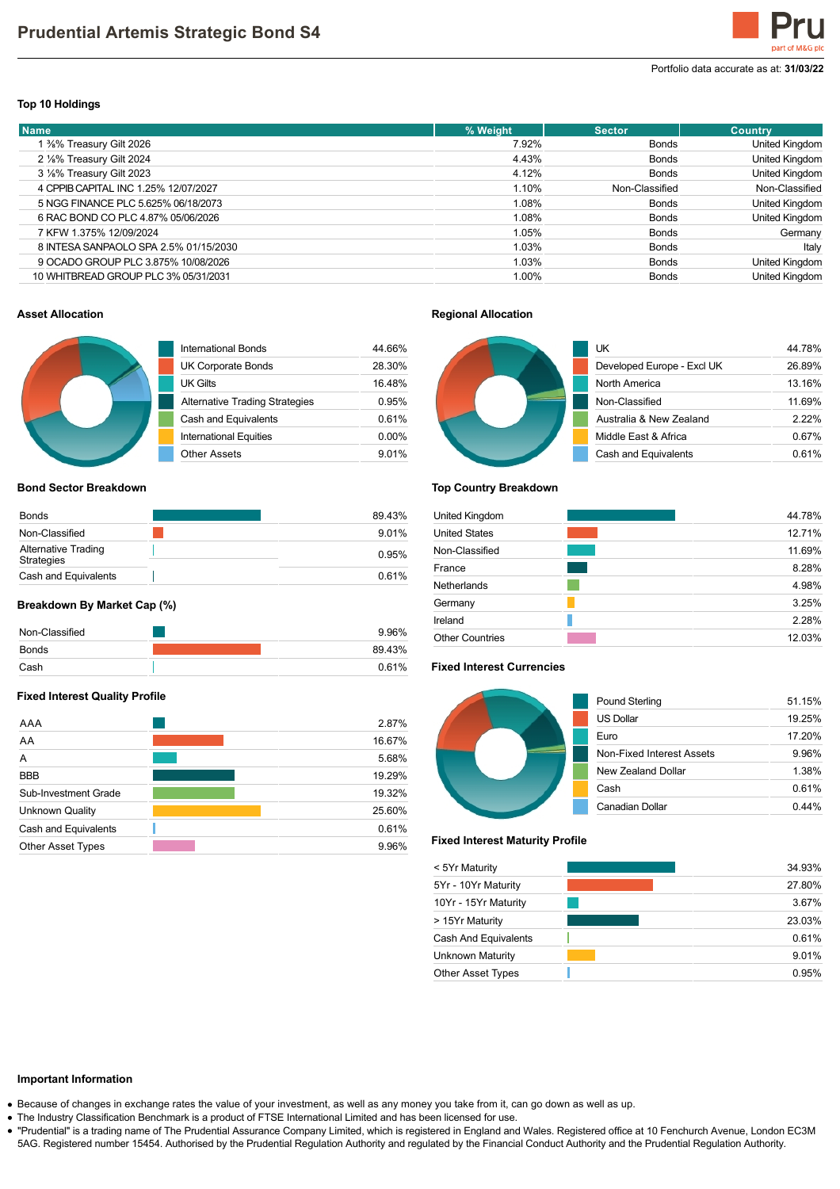# Prudential Artemis Strategic Bond S4

Portfolio data accurate as at: **31/03/22**

### Top 10 Holdings

| Name | % Weight | Sector | Country |
|---|---|---|---|
| 1 ⅜% Treasury Gilt 2026 | 7.92% | Bonds | United Kingdom |
| 2 ⅛% Treasury Gilt 2024 | 4.43% | Bonds | United Kingdom |
| 3 ⅛% Treasury Gilt 2023 | 4.12% | Bonds | United Kingdom |
| 4 CPPIB CAPITAL INC 1.25% 12/07/2027 | 1.10% | Non-Classified | Non-Classified |
| 5 NGG FINANCE PLC 5.625% 06/18/2073 | 1.08% | Bonds | United Kingdom |
| 6 RAC BOND CO PLC 4.87% 05/06/2026 | 1.08% | Bonds | United Kingdom |
| 7 KFW 1.375% 12/09/2024 | 1.05% | Bonds | Germany |
| 8 INTESA SANPAOLO SPA 2.5% 01/15/2030 | 1.03% | Bonds | Italy |
| 9 OCADO GROUP PLC 3.875% 10/08/2026 | 1.03% | Bonds | United Kingdom |
| 10 WHITBREAD GROUP PLC 3% 05/31/2031 | 1.00% | Bonds | United Kingdom |

### Asset Allocation

International Bonds 44.66%
UK Corporate Bonds 28.30%
UK Gilts 16.48%
Alternative Trading Strategies 0.95%
Cash and Equivalents 0.61%
International Equities 0.00%
Other Assets 9.01%

### Regional Allocation

UK 44.78%
Developed Europe - Excl UK 26.89%
North America 13.16%
Non-Classified 11.69%
Australia & New Zealand 2.22%
Middle East & Africa 0.67%
Cash and Equivalents 0.61%

### Bond Sector Breakdown

Bonds 89.43%
Non-Classified 9.01%
Alternative Trading Strategies 0.95%
Cash and Equivalents 0.61%

### Top Country Breakdown

United Kingdom 44.78%
United States 12.71%
Non-Classified 11.69%
France 8.28%
Netherlands 4.98%
Germany 3.25%
Ireland 2.28%
Other Countries 12.03%

### Breakdown By Market Cap (%)

Non-Classified 9.96%
Bonds 89.43%
Cash 0.61%

### Fixed Interest Currencies

Pound Sterling 51.15%
US Dollar 19.25%
Euro 17.20%
Non-Fixed Interest Assets 9.96%
New Zealand Dollar 1.38%
Cash 0.61%
Canadian Dollar 0.44%

### Fixed Interest Quality Profile

AAA 2.87%
AA 16.67%
A 5.68%
BBB 19.29%
Sub-Investment Grade 19.32%
Unknown Quality 25.60%
Cash and Equivalents 0.61%
Other Asset Types 9.96%

### Fixed Interest Maturity Profile

< 5Yr Maturity 34.93%
5Yr - 10Yr Maturity 27.80%
10Yr - 15Yr Maturity 3.67%
> 15Yr Maturity 23.03%
Cash And Equivalents 0.61%
Unknown Maturity 9.01%
Other Asset Types 0.95%

### Important Information

- Because of changes in exchange rates the value of your investment, as well as any money you take from it, can go down as well as up.
- The Industry Classification Benchmark is a product of FTSE International Limited and has been licensed for use.
- "Prudential" is a trading name of The Prudential Assurance Company Limited, which is registered in England and Wales. Registered office at 10 Fenchurch Avenue, London EC3M 5AG. Registered number 15454. Authorised by the Prudential Regulation Authority and regulated by the Financial Conduct Authority and the Prudential Regulation Authority.